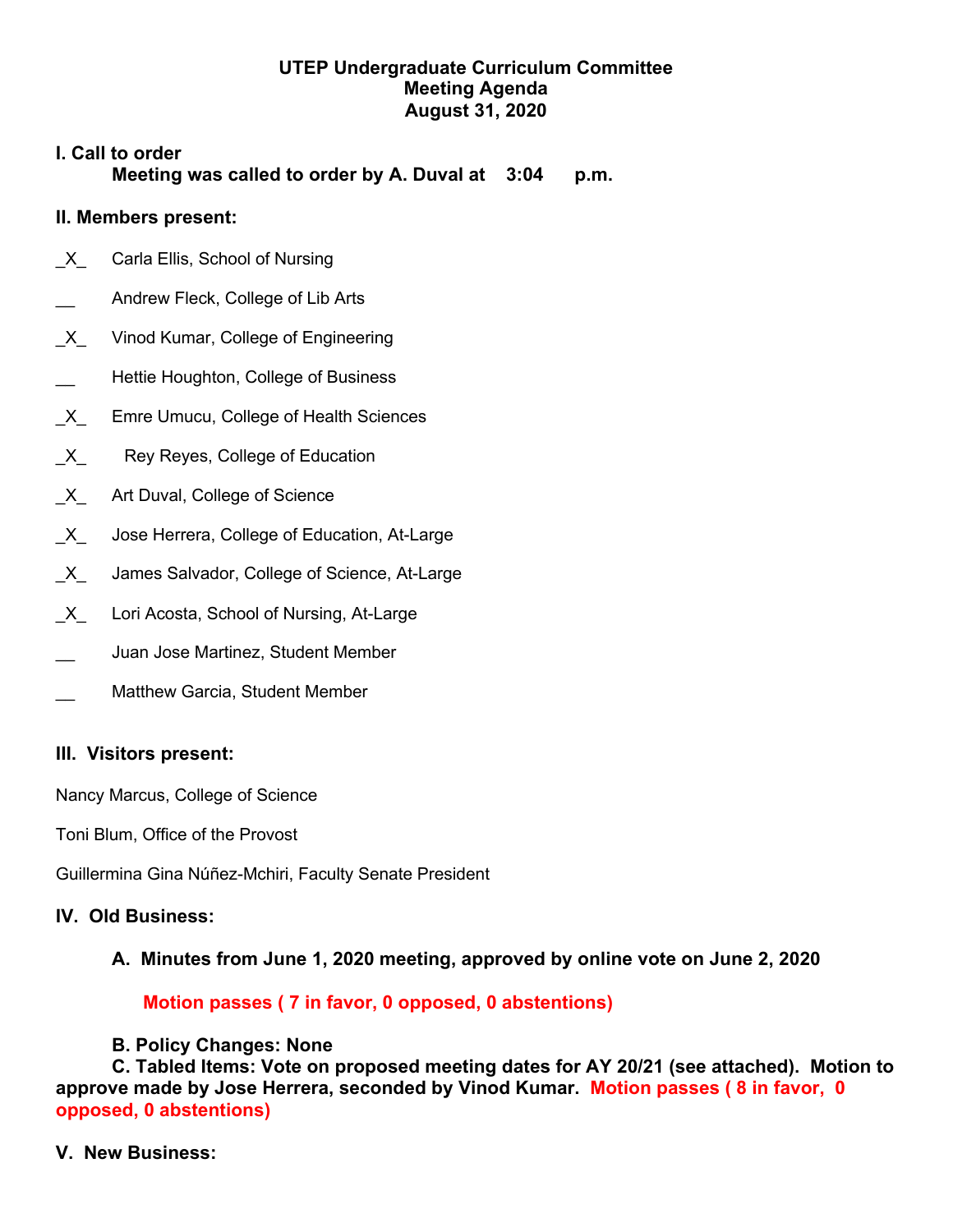**UTEP Undergraduate Curriculum Committee**
**Meeting Agenda**
**August 31, 2020**

**I. Call to order**

**Meeting was called to order by A. Duval at 3:04 p.m.**

**II. Members present:**

_X_ Carla Ellis, School of Nursing

__ Andrew Fleck, College of Lib Arts

_X_ Vinod Kumar, College of Engineering

__ Hettie Houghton, College of Business

_X_ Emre Umucu, College of Health Sciences

_X_ Rey Reyes, College of Education

_X_ Art Duval, College of Science

_X_ Jose Herrera, College of Education, At-Large

_X_ James Salvador, College of Science, At-Large

_X_ Lori Acosta, School of Nursing, At-Large

__ Juan Jose Martinez, Student Member

__ Matthew Garcia, Student Member

**III. Visitors present:**

Nancy Marcus, College of Science

Toni Blum, Office of the Provost

Guillermina Gina Núñez-Mchiri, Faculty Senate President

**IV. Old Business:**

**A. Minutes from June 1, 2020 meeting, approved by online vote on June 2, 2020**

**Motion passes ( 7 in favor, 0 opposed, 0 abstentions)**

**B. Policy Changes: None**

**C. Tabled Items: Vote on proposed meeting dates for AY 20/21 (see attached). Motion to approve made by Jose Herrera, seconded by Vinod Kumar. Motion passes ( 8 in favor, 0 opposed, 0 abstentions)**

**V. New Business:**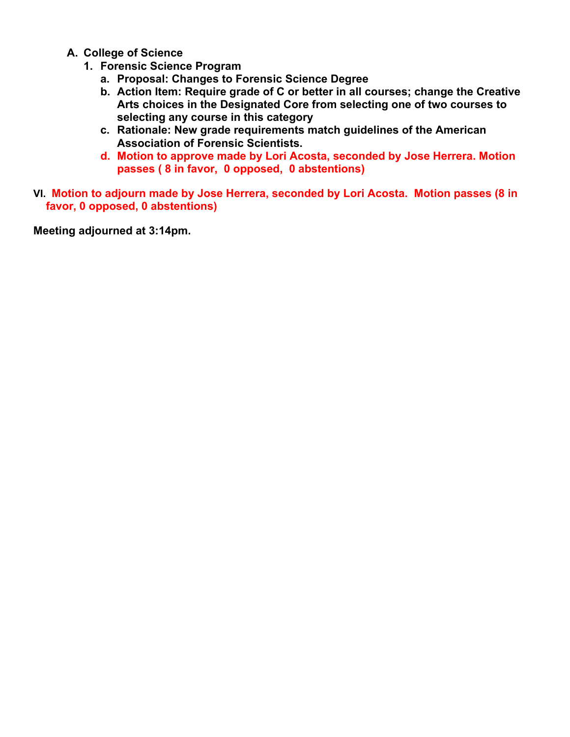A. **College of Science**
   1. **Forensic Science Program**
      a. **Proposal: Changes to Forensic Science Degree**
      b. **Action Item: Require grade of C or better in all courses; change the Creative Arts choices in the Designated Core from selecting one of two courses to selecting any course in this category**
      c. **Rationale: New grade requirements match guidelines of the American Association of Forensic Scientists.**
      d. **Motion to approve made by Lori Acosta, seconded by Jose Herrera. Motion passes ( 8 in favor, 0 opposed, 0 abstentions)**

VI. **Motion to adjourn made by Jose Herrera, seconded by Lori Acosta. Motion passes (8 in favor, 0 opposed, 0 abstentions)**

**Meeting adjourned at 3:14pm.**